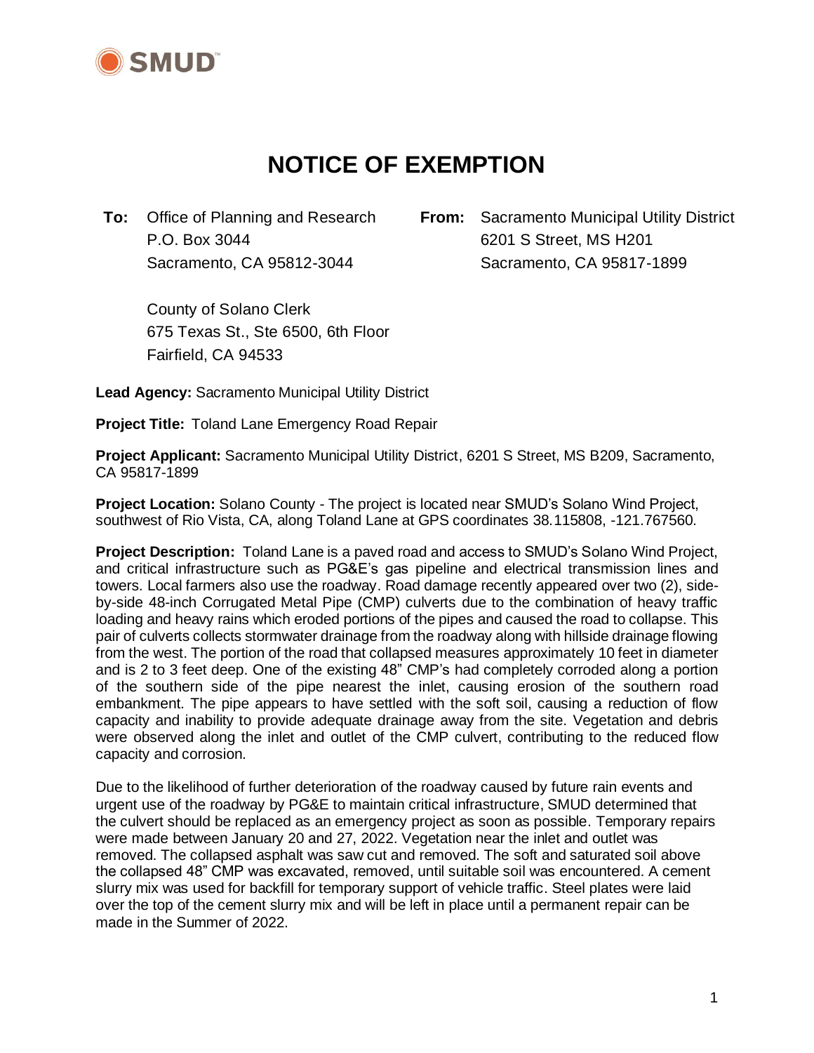# NOTICE OF EXEMPTION

**To:** Office of Planning and Research
P.O. Box 3044
Sacramento, CA 95812-3044

County of Solano Clerk
675 Texas St., Ste 6500, 6th Floor
Fairfield, CA 94533

**From:** Sacramento Municipal Utility District
6201 S Street, MS H201
Sacramento, CA 95817-1899

**Lead Agency:** Sacramento Municipal Utility District

**Project Title:** Toland Lane Emergency Road Repair

**Project Applicant:** Sacramento Municipal Utility District, 6201 S Street, MS B209, Sacramento, CA 95817-1899

**Project Location:** Solano County - The project is located near SMUD's Solano Wind Project, southwest of Rio Vista, CA, along Toland Lane at GPS coordinates 38.115808, -121.767560.

**Project Description:** Toland Lane is a paved road and access to SMUD's Solano Wind Project, and critical infrastructure such as PG&E's gas pipeline and electrical transmission lines and towers. Local farmers also use the roadway. Road damage recently appeared over two (2), side-by-side 48-inch Corrugated Metal Pipe (CMP) culverts due to the combination of heavy traffic loading and heavy rains which eroded portions of the pipes and caused the road to collapse. This pair of culverts collects stormwater drainage from the roadway along with hillside drainage flowing from the west. The portion of the road that collapsed measures approximately 10 feet in diameter and is 2 to 3 feet deep. One of the existing 48" CMP's had completely corroded along a portion of the southern side of the pipe nearest the inlet, causing erosion of the southern road embankment. The pipe appears to have settled with the soft soil, causing a reduction of flow capacity and inability to provide adequate drainage away from the site. Vegetation and debris were observed along the inlet and outlet of the CMP culvert, contributing to the reduced flow capacity and corrosion.

Due to the likelihood of further deterioration of the roadway caused by future rain events and urgent use of the roadway by PG&E to maintain critical infrastructure, SMUD determined that the culvert should be replaced as an emergency project as soon as possible. Temporary repairs were made between January 20 and 27, 2022. Vegetation near the inlet and outlet was removed. The collapsed asphalt was saw cut and removed. The soft and saturated soil above the collapsed 48" CMP was excavated, removed, until suitable soil was encountered. A cement slurry mix was used for backfill for temporary support of vehicle traffic. Steel plates were laid over the top of the cement slurry mix and will be left in place until a permanent repair can be made in the Summer of 2022.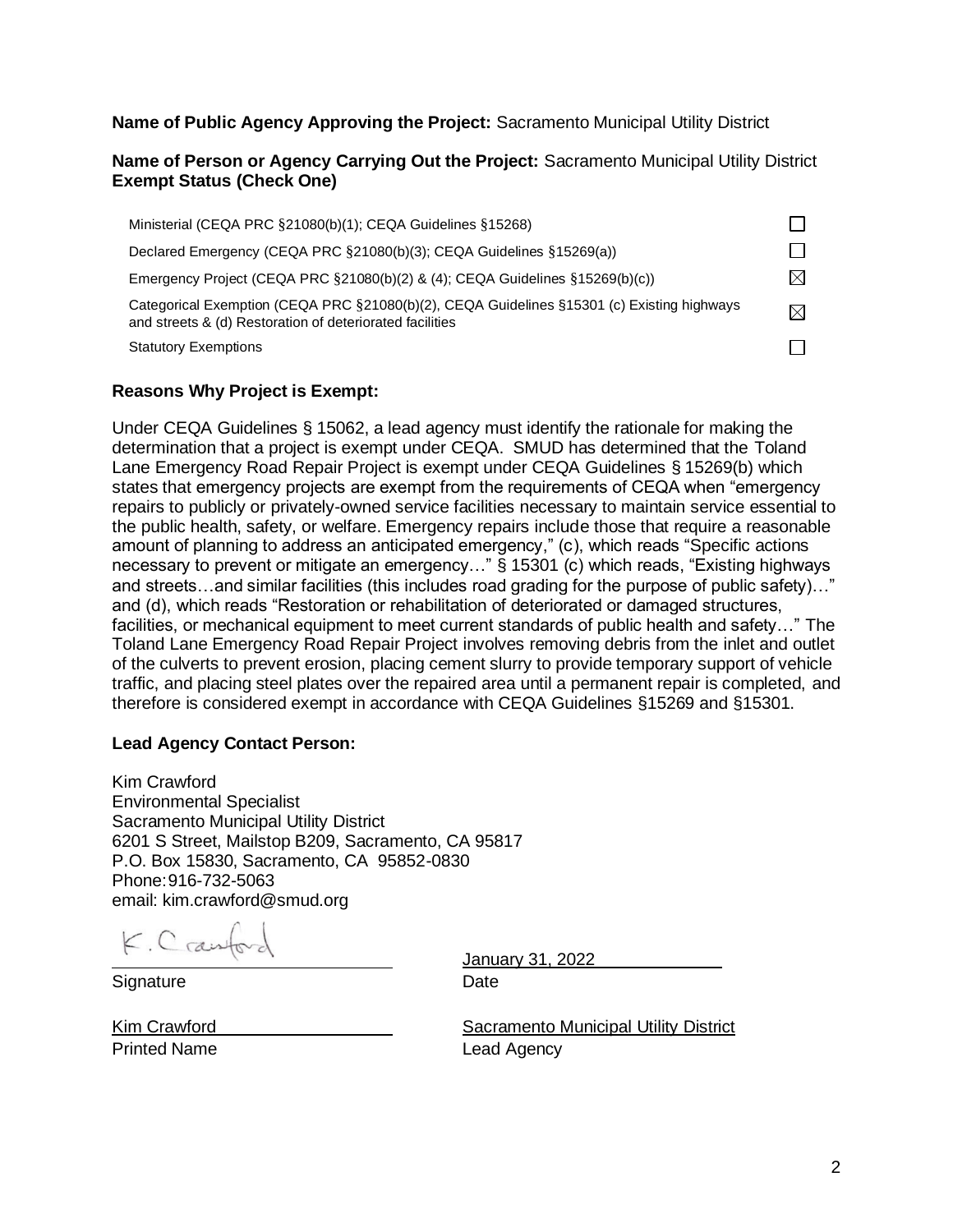**Name of Public Agency Approving the Project:** Sacramento Municipal Utility District

**Name of Person or Agency Carrying Out the Project:** Sacramento Municipal Utility District
**Exempt Status (Check One)**

| | |
|---|---|
| Ministerial (CEQA PRC §21080(b)(1); CEQA Guidelines §15268) | ☐ |
| Declared Emergency (CEQA PRC §21080(b)(3); CEQA Guidelines §15269(a)) | ☐ |
| Emergency Project (CEQA PRC §21080(b)(2) & (4); CEQA Guidelines §15269(b)(c)) | ☒ |
| Categorical Exemption (CEQA PRC §21080(b)(2), CEQA Guidelines §15301 (c) Existing highways and streets & (d) Restoration of deteriorated facilities | ☒ |
| Statutory Exemptions | ☐ |

**Reasons Why Project is Exempt:**

Under CEQA Guidelines § 15062, a lead agency must identify the rationale for making the determination that a project is exempt under CEQA. SMUD has determined that the Toland Lane Emergency Road Repair Project is exempt under CEQA Guidelines § 15269(b) which states that emergency projects are exempt from the requirements of CEQA when "emergency repairs to publicly or privately-owned service facilities necessary to maintain service essential to the public health, safety, or welfare. Emergency repairs include those that require a reasonable amount of planning to address an anticipated emergency," (c), which reads "Specific actions necessary to prevent or mitigate an emergency…" § 15301 (c) which reads, "Existing highways and streets…and similar facilities (this includes road grading for the purpose of public safety)…" and (d), which reads "Restoration or rehabilitation of deteriorated or damaged structures, facilities, or mechanical equipment to meet current standards of public health and safety…" The Toland Lane Emergency Road Repair Project involves removing debris from the inlet and outlet of the culverts to prevent erosion, placing cement slurry to provide temporary support of vehicle traffic, and placing steel plates over the repaired area until a permanent repair is completed, and therefore is considered exempt in accordance with CEQA Guidelines §15269 and §15301.

**Lead Agency Contact Person:**

Kim Crawford
Environmental Specialist
Sacramento Municipal Utility District
6201 S Street, Mailstop B209, Sacramento, CA 95817
P.O. Box 15830, Sacramento, CA 95852-0830
Phone: 916-732-5063
email: kim.crawford@smud.org

K. Crawford
Signature

January 31, 2022
Date

Kim Crawford
Printed Name

Sacramento Municipal Utility District
Lead Agency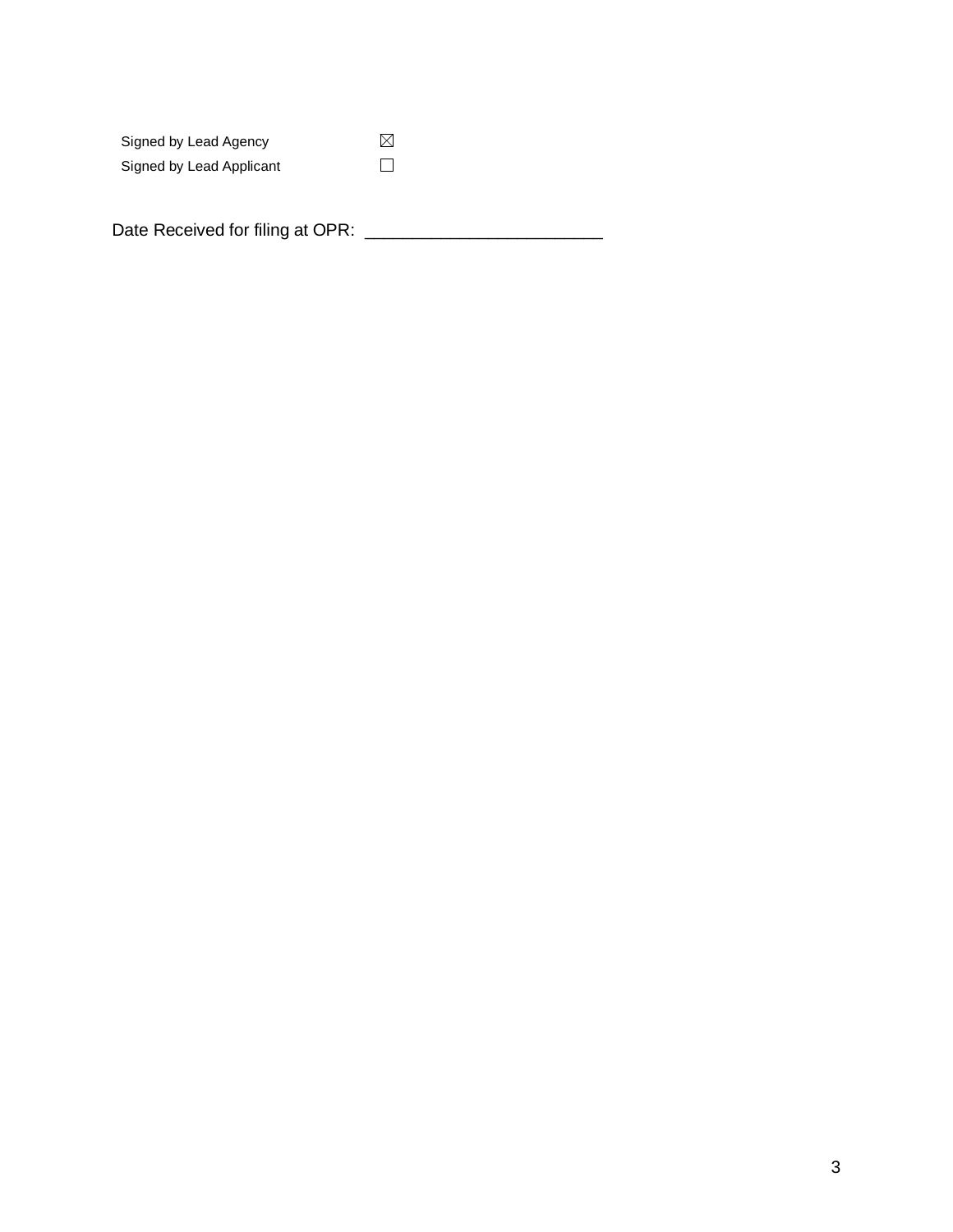Signed by Lead Agency ☒

Signed by Lead Applicant ☐

Date Received for filing at OPR: ________________________